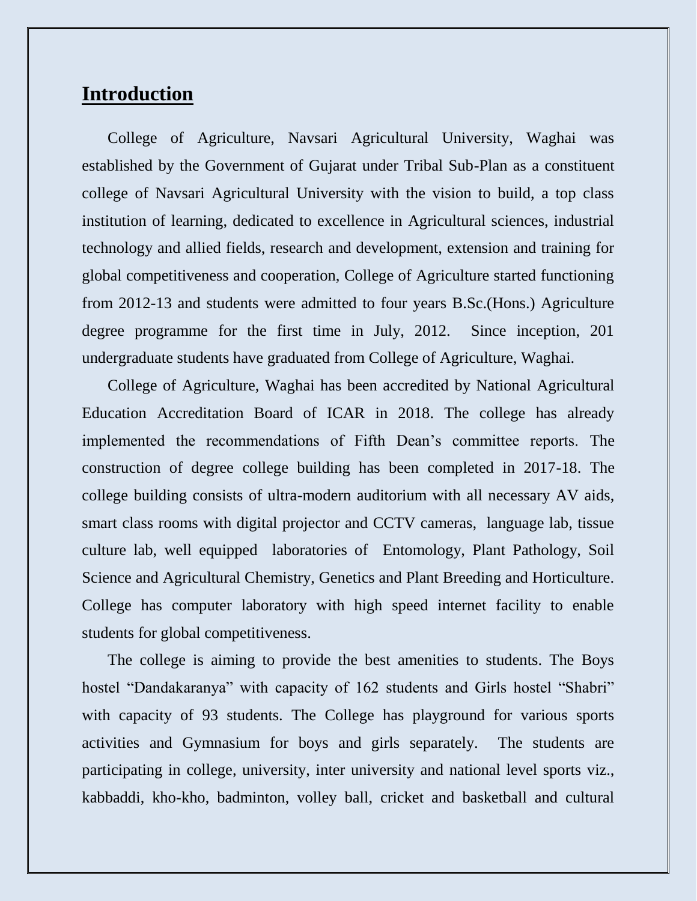## Introduction

College of Agriculture, Navsari Agricultural University, Waghai was established by the Government of Gujarat under Tribal Sub-Plan as a constituent college of Navsari Agricultural University with the vision to build, a top class institution of learning, dedicated to excellence in Agricultural sciences, industrial technology and allied fields, research and development, extension and training for global competitiveness and cooperation, College of Agriculture started functioning from 2012-13 and students were admitted to four years B.Sc.(Hons.) Agriculture degree programme for the first time in July, 2012. Since inception, 201 undergraduate students have graduated from College of Agriculture, Waghai.

College of Agriculture, Waghai has been accredited by National Agricultural Education Accreditation Board of ICAR in 2018. The college has already implemented the recommendations of Fifth Dean's committee reports. The construction of degree college building has been completed in 2017-18. The college building consists of ultra-modern auditorium with all necessary AV aids, smart class rooms with digital projector and CCTV cameras, language lab, tissue culture lab, well equipped laboratories of Entomology, Plant Pathology, Soil Science and Agricultural Chemistry, Genetics and Plant Breeding and Horticulture. College has computer laboratory with high speed internet facility to enable students for global competitiveness.

The college is aiming to provide the best amenities to students. The Boys hostel "Dandakaranya" with capacity of 162 students and Girls hostel "Shabri" with capacity of 93 students. The College has playground for various sports activities and Gymnasium for boys and girls separately. The students are participating in college, university, inter university and national level sports viz., kabbaddi, kho-kho, badminton, volley ball, cricket and basketball and cultural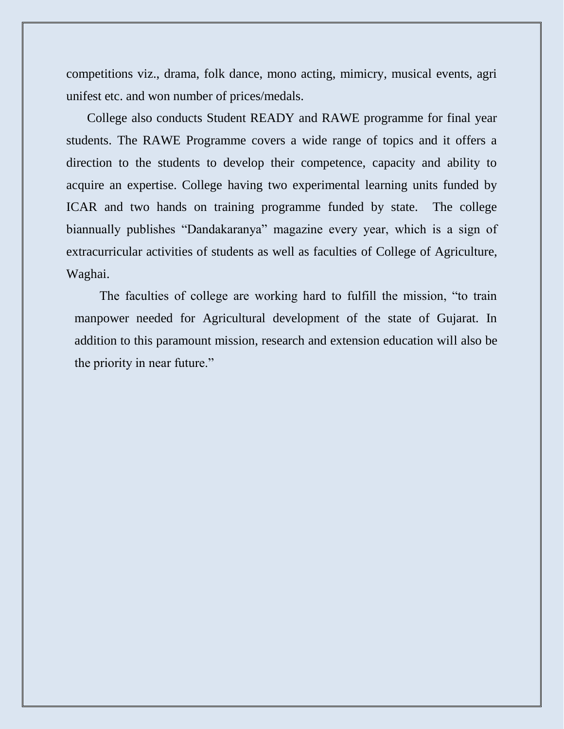competitions viz., drama, folk dance, mono acting, mimicry, musical events, agri unifest etc. and won number of prices/medals.

College also conducts Student READY and RAWE programme for final year students. The RAWE Programme covers a wide range of topics and it offers a direction to the students to develop their competence, capacity and ability to acquire an expertise. College having two experimental learning units funded by ICAR and two hands on training programme funded by state. The college biannually publishes "Dandakaranya" magazine every year, which is a sign of extracurricular activities of students as well as faculties of College of Agriculture, Waghai.

The faculties of college are working hard to fulfill the mission, "to train manpower needed for Agricultural development of the state of Gujarat. In addition to this paramount mission, research and extension education will also be the priority in near future."